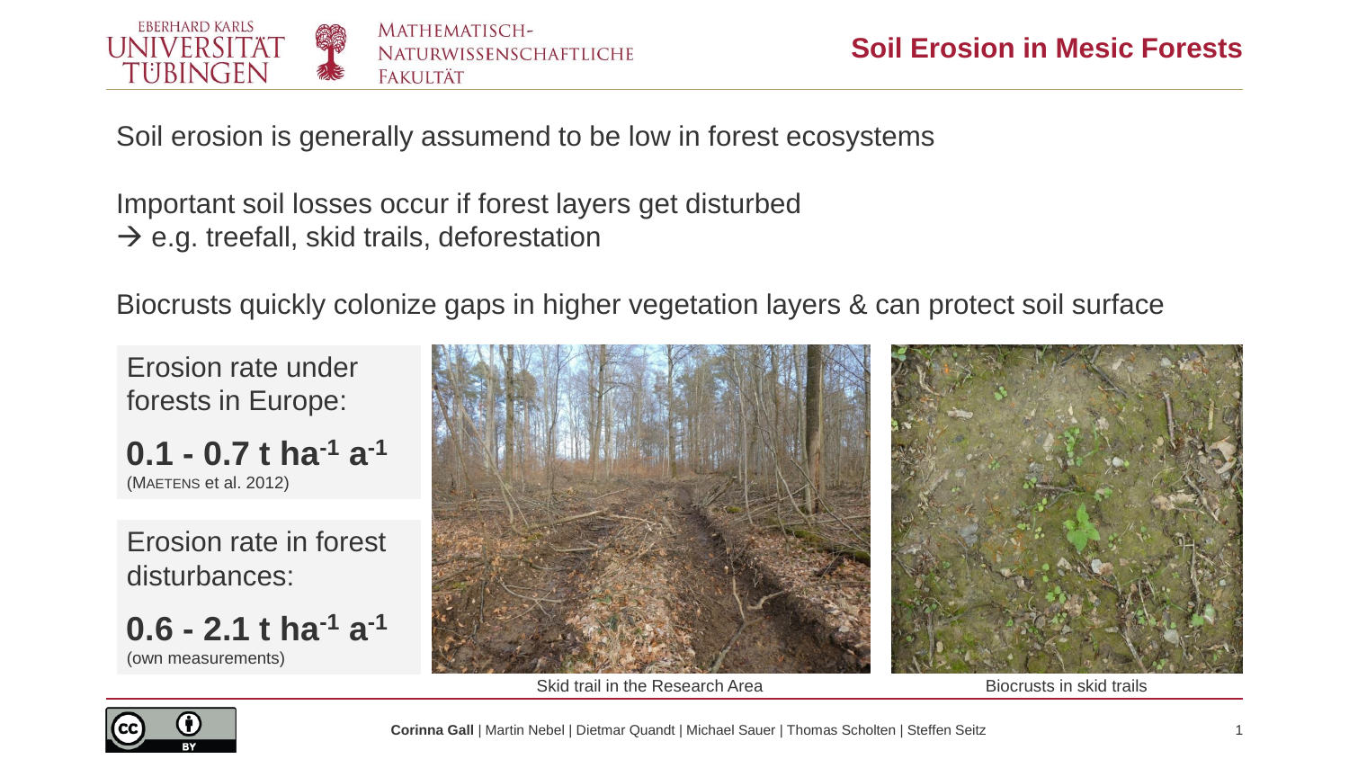# Soil Erosion in Mesic Forests

Soil erosion is generally assumend to be low in forest ecosystems

Important soil losses occur if forest layers get disturbed
→ e.g. treefall, skid trails, deforestation

Biocrusts quickly colonize gaps in higher vegetation layers & can protect soil surface

Erosion rate under forests in Europe:

**0.1 - 0.7 t $ha^{-1}$ $a^{-1}$**
(MAETENS et al. 2012)

Erosion rate in forest disturbances:

**0.6 - 2.1 t $ha^{-1}$ $a^{-1}$**
(own measurements)

Skid trail in the Research Area

Biocrusts in skid trails

**Corinna Gall** | Martin Nebel | Dietmar Quandt | Michael Sauer | Thomas Scholten | Steffen Seitz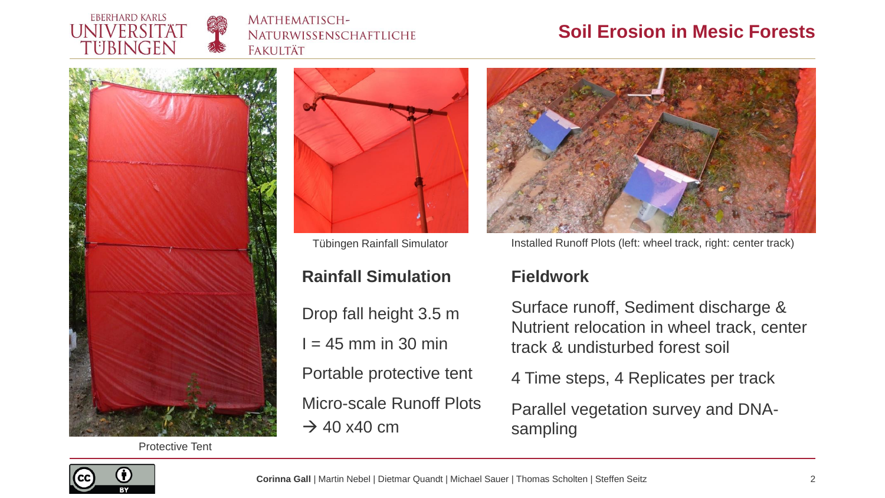# Soil Erosion in Mesic Forests

Protective Tent

Tübingen Rainfall Simulator

Installed Runoff Plots (left: wheel track, right: center track)

## Rainfall Simulation

Drop fall height 3.5 m

I = 45 mm in 30 min

Portable protective tent

Micro-scale Runoff Plots
→ 40 x40 cm

## Fieldwork

Surface runoff, Sediment discharge & Nutrient relocation in wheel track, center track & undisturbed forest soil

4 Time steps, 4 Replicates per track

Parallel vegetation survey and DNA-sampling

**Corinna Gall** | Martin Nebel | Dietmar Quandt | Michael Sauer | Thomas Scholten | Steffen Seitz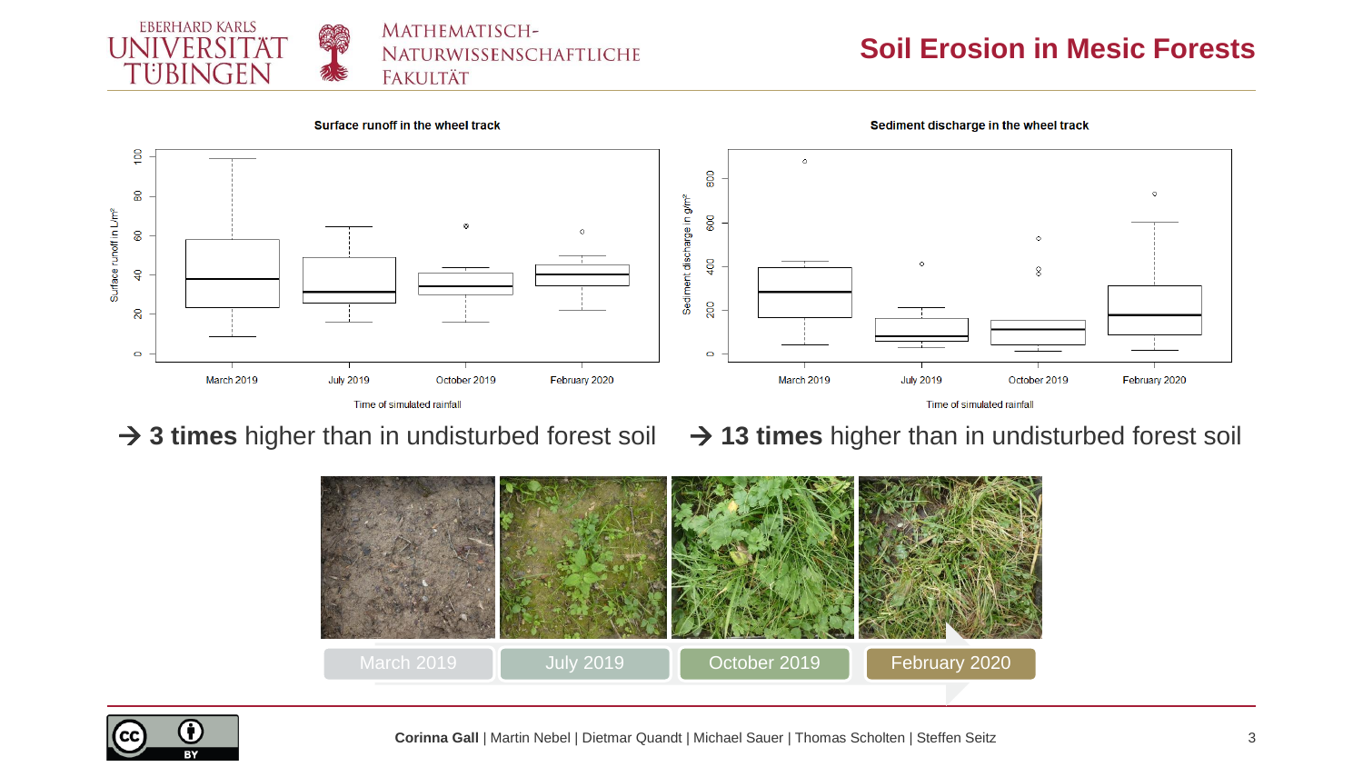# Soil Erosion in Mesic Forests

**Surface runoff in the wheel track**

Surface runoff in L/m²

0 20 40 60 80 100

March 2019 July 2019 October 2019 February 2020

Time of simulated rainfall

→ **3 times** higher than in undisturbed forest soil

**Sediment discharge in the wheel track**

Sediment discharge in g/m²

0 200 400 600 800

March 2019 July 2019 October 2019 February 2020

Time of simulated rainfall

→ **13 times** higher than in undisturbed forest soil

March 2019 | July 2019 | October 2019 | February 2020

**Corinna Gall** | Martin Nebel | Dietmar Quandt | Michael Sauer | Thomas Scholten | Steffen Seitz